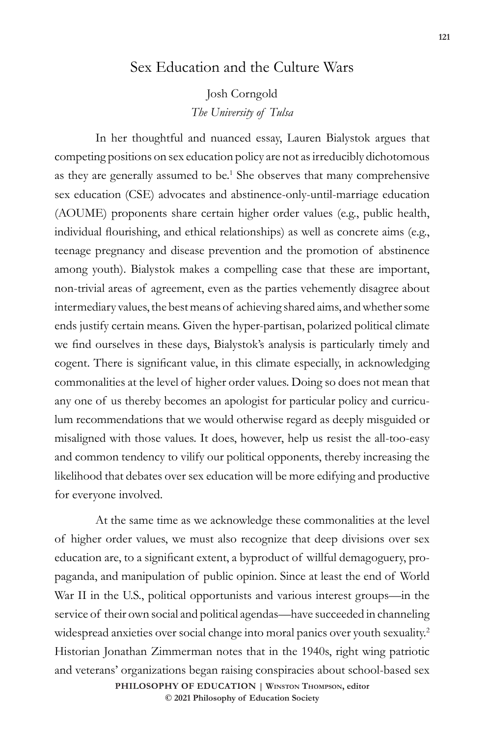# Sex Education and the Culture Wars

Josh Corngold
*The University of Tulsa*

In her thoughtful and nuanced essay, Lauren Bialystok argues that competing positions on sex education policy are not as irreducibly dichotomous as they are generally assumed to be.[1] She observes that many comprehensive sex education (CSE) advocates and abstinence-only-until-marriage education (AOUME) proponents share certain higher order values (e.g., public health, individual flourishing, and ethical relationships) as well as concrete aims (e.g., teenage pregnancy and disease prevention and the promotion of abstinence among youth). Bialystok makes a compelling case that these are important, non-trivial areas of agreement, even as the parties vehemently disagree about intermediary values, the best means of achieving shared aims, and whether some ends justify certain means. Given the hyper-partisan, polarized political climate we find ourselves in these days, Bialystok's analysis is particularly timely and cogent. There is significant value, in this climate especially, in acknowledging commonalities at the level of higher order values. Doing so does not mean that any one of us thereby becomes an apologist for particular policy and curriculum recommendations that we would otherwise regard as deeply misguided or misaligned with those values. It does, however, help us resist the all-too-easy and common tendency to vilify our political opponents, thereby increasing the likelihood that debates over sex education will be more edifying and productive for everyone involved.

At the same time as we acknowledge these commonalities at the level of higher order values, we must also recognize that deep divisions over sex education are, to a significant extent, a byproduct of willful demagoguery, propaganda, and manipulation of public opinion. Since at least the end of World War II in the U.S., political opportunists and various interest groups—in the service of their own social and political agendas—have succeeded in channeling widespread anxieties over social change into moral panics over youth sexuality.[2] Historian Jonathan Zimmerman notes that in the 1940s, right wing patriotic and veterans' organizations began raising conspiracies about school-based sex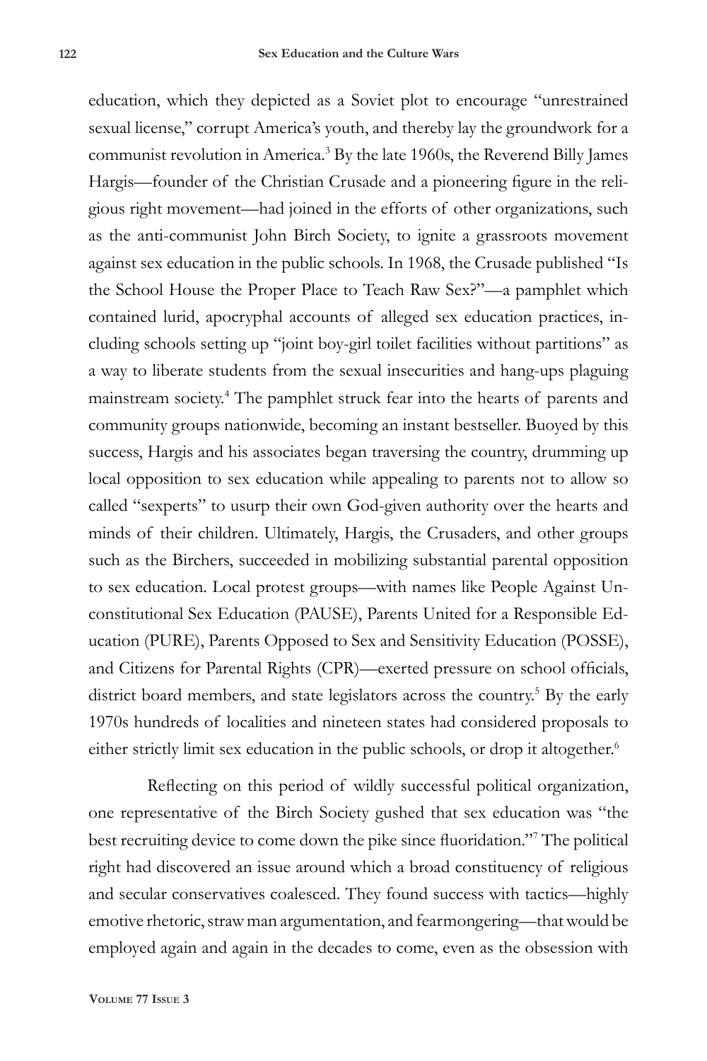education, which they depicted as a Soviet plot to encourage "unrestrained sexual license," corrupt America's youth, and thereby lay the groundwork for a communist revolution in America.[3] By the late 1960s, the Reverend Billy James Hargis—founder of the Christian Crusade and a pioneering figure in the religious right movement—had joined in the efforts of other organizations, such as the anti-communist John Birch Society, to ignite a grassroots movement against sex education in the public schools. In 1968, the Crusade published "Is the School House the Proper Place to Teach Raw Sex?"—a pamphlet which contained lurid, apocryphal accounts of alleged sex education practices, including schools setting up "joint boy-girl toilet facilities without partitions" as a way to liberate students from the sexual insecurities and hang-ups plaguing mainstream society.[4] The pamphlet struck fear into the hearts of parents and community groups nationwide, becoming an instant bestseller. Buoyed by this success, Hargis and his associates began traversing the country, drumming up local opposition to sex education while appealing to parents not to allow so called "sexperts" to usurp their own God-given authority over the hearts and minds of their children. Ultimately, Hargis, the Crusaders, and other groups such as the Birchers, succeeded in mobilizing substantial parental opposition to sex education. Local protest groups—with names like People Against Unconstitutional Sex Education (PAUSE), Parents United for a Responsible Education (PURE), Parents Opposed to Sex and Sensitivity Education (POSSE), and Citizens for Parental Rights (CPR)—exerted pressure on school officials, district board members, and state legislators across the country.[5] By the early 1970s hundreds of localities and nineteen states had considered proposals to either strictly limit sex education in the public schools, or drop it altogether.[6]

Reflecting on this period of wildly successful political organization, one representative of the Birch Society gushed that sex education was "the best recruiting device to come down the pike since fluoridation."[7] The political right had discovered an issue around which a broad constituency of religious and secular conservatives coalesced. They found success with tactics—highly emotive rhetoric, straw man argumentation, and fearmongering—that would be employed again and again in the decades to come, even as the obsession with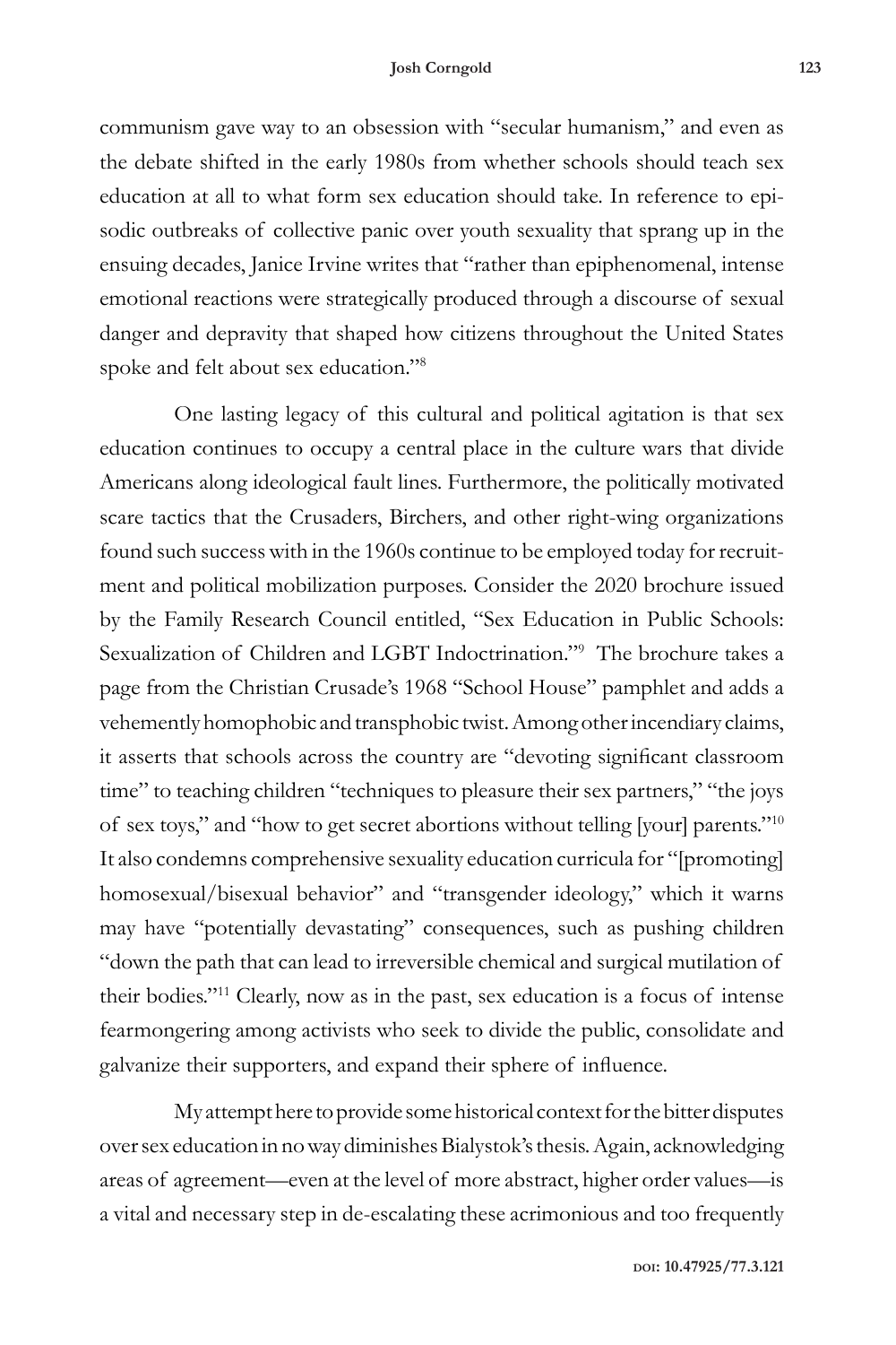communism gave way to an obsession with "secular humanism," and even as the debate shifted in the early 1980s from whether schools should teach sex education at all to what form sex education should take. In reference to episodic outbreaks of collective panic over youth sexuality that sprang up in the ensuing decades, Janice Irvine writes that "rather than epiphenomenal, intense emotional reactions were strategically produced through a discourse of sexual danger and depravity that shaped how citizens throughout the United States spoke and felt about sex education."[8]

One lasting legacy of this cultural and political agitation is that sex education continues to occupy a central place in the culture wars that divide Americans along ideological fault lines. Furthermore, the politically motivated scare tactics that the Crusaders, Birchers, and other right-wing organizations found such success with in the 1960s continue to be employed today for recruitment and political mobilization purposes. Consider the 2020 brochure issued by the Family Research Council entitled, "Sex Education in Public Schools: Sexualization of Children and LGBT Indoctrination."[9] The brochure takes a page from the Christian Crusade's 1968 "School House" pamphlet and adds a vehemently homophobic and transphobic twist. Among other incendiary claims, it asserts that schools across the country are "devoting significant classroom time" to teaching children "techniques to pleasure their sex partners," "the joys of sex toys," and "how to get secret abortions without telling [your] parents."[10] It also condemns comprehensive sexuality education curricula for "[promoting] homosexual/bisexual behavior" and "transgender ideology," which it warns may have "potentially devastating" consequences, such as pushing children "down the path that can lead to irreversible chemical and surgical mutilation of their bodies."[11] Clearly, now as in the past, sex education is a focus of intense fearmongering among activists who seek to divide the public, consolidate and galvanize their supporters, and expand their sphere of influence.

My attempt here to provide some historical context for the bitter disputes over sex education in no way diminishes Bialystok's thesis. Again, acknowledging areas of agreement—even at the level of more abstract, higher order values—is a vital and necessary step in de-escalating these acrimonious and too frequently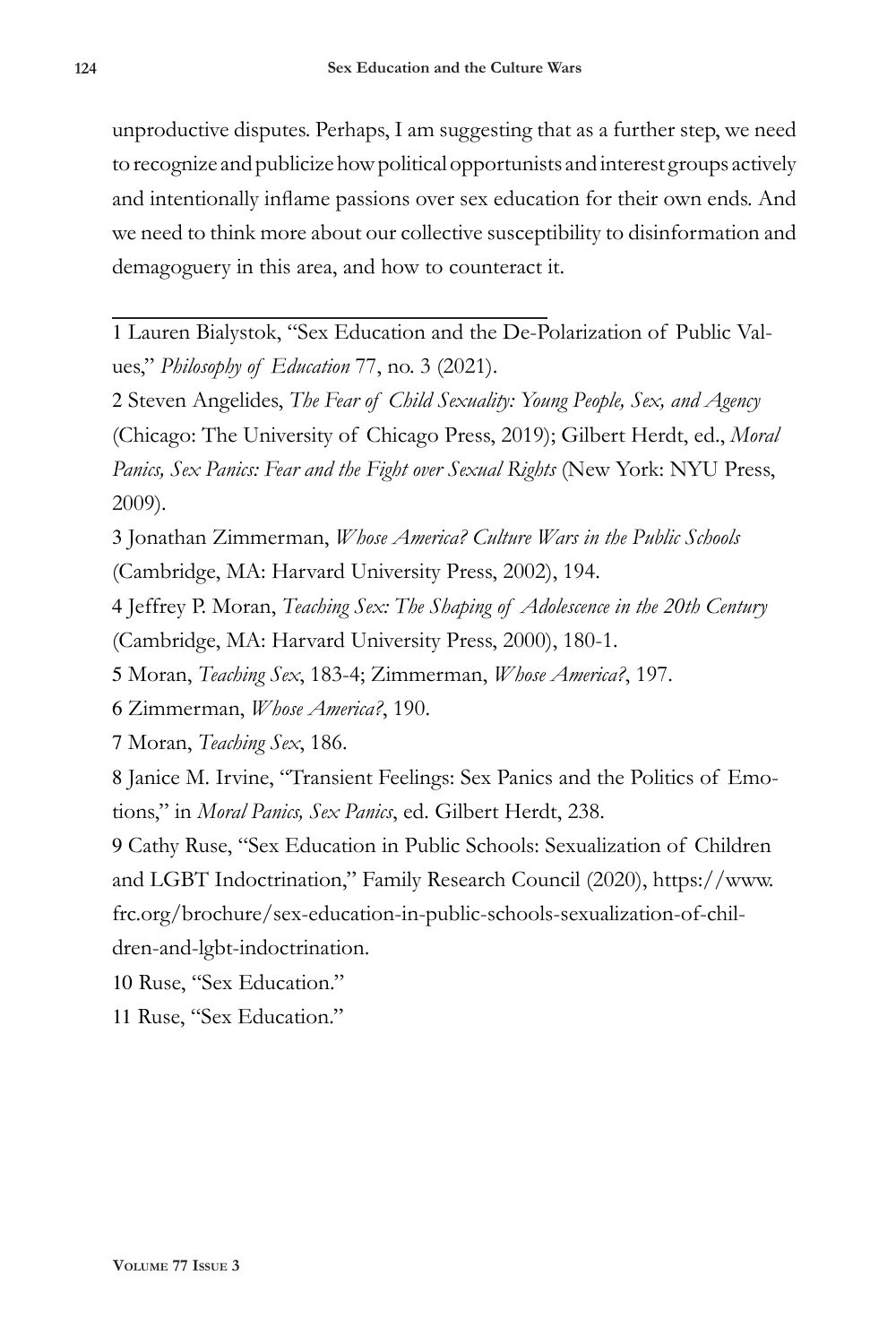unproductive disputes. Perhaps, I am suggesting that as a further step, we need to recognize and publicize how political opportunists and interest groups actively and intentionally inflame passions over sex education for their own ends. And we need to think more about our collective susceptibility to disinformation and demagoguery in this area, and how to counteract it.

---

1 Lauren Bialystok, "Sex Education and the De-Polarization of Public Values," *Philosophy of Education* 77, no. 3 (2021).

2 Steven Angelides, *The Fear of Child Sexuality: Young People, Sex, and Agency* (Chicago: The University of Chicago Press, 2019); Gilbert Herdt, ed., *Moral Panics, Sex Panics: Fear and the Fight over Sexual Rights* (New York: NYU Press, 2009).

3 Jonathan Zimmerman, *Whose America? Culture Wars in the Public Schools* (Cambridge, MA: Harvard University Press, 2002), 194.

4 Jeffrey P. Moran, *Teaching Sex: The Shaping of Adolescence in the 20th Century* (Cambridge, MA: Harvard University Press, 2000), 180-1.

5 Moran, *Teaching Sex*, 183-4; Zimmerman, *Whose America?*, 197.

6 Zimmerman, *Whose America?*, 190.

7 Moran, *Teaching Sex*, 186.

8 Janice M. Irvine, "Transient Feelings: Sex Panics and the Politics of Emotions," in *Moral Panics, Sex Panics*, ed. Gilbert Herdt, 238.

9 Cathy Ruse, "Sex Education in Public Schools: Sexualization of Children and LGBT Indoctrination," Family Research Council (2020), https://www.frc.org/brochure/sex-education-in-public-schools-sexualization-of-children-and-lgbt-indoctrination.

10 Ruse, "Sex Education."

11 Ruse, "Sex Education."